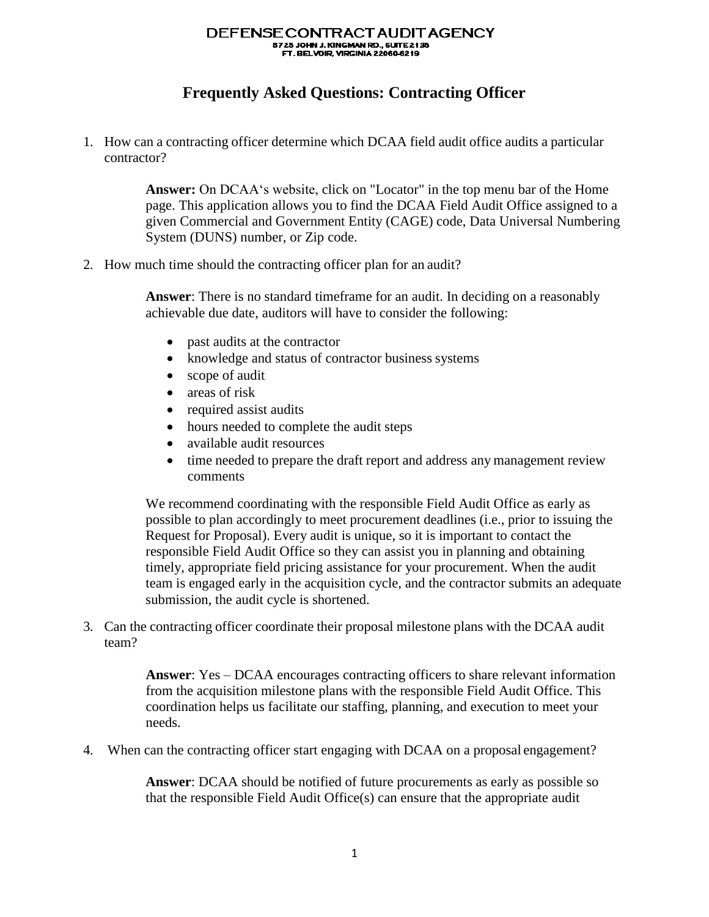DEFENSE CONTRACT AUDIT AGENCY
8725 JOHN J. KINGMAN RD., SUITE 2135
FT. BELVOIR, VIRGINIA 22060-6219

# Frequently Asked Questions: Contracting Officer

1. How can a contracting officer determine which DCAA field audit office audits a particular contractor?

   **Answer:** On DCAA's website, click on "Locator" in the top menu bar of the Home page. This application allows you to find the DCAA Field Audit Office assigned to a given Commercial and Government Entity (CAGE) code, Data Universal Numbering System (DUNS) number, or Zip code.

2. How much time should the contracting officer plan for an audit?

   **Answer**: There is no standard timeframe for an audit. In deciding on a reasonably achievable due date, auditors will have to consider the following:

   - past audits at the contractor
   - knowledge and status of contractor business systems
   - scope of audit
   - areas of risk
   - required assist audits
   - hours needed to complete the audit steps
   - available audit resources
   - time needed to prepare the draft report and address any management review comments

   We recommend coordinating with the responsible Field Audit Office as early as possible to plan accordingly to meet procurement deadlines (i.e., prior to issuing the Request for Proposal). Every audit is unique, so it is important to contact the responsible Field Audit Office so they can assist you in planning and obtaining timely, appropriate field pricing assistance for your procurement. When the audit team is engaged early in the acquisition cycle, and the contractor submits an adequate submission, the audit cycle is shortened.

3. Can the contracting officer coordinate their proposal milestone plans with the DCAA audit team?

   **Answer**: Yes – DCAA encourages contracting officers to share relevant information from the acquisition milestone plans with the responsible Field Audit Office. This coordination helps us facilitate our staffing, planning, and execution to meet your needs.

4. When can the contracting officer start engaging with DCAA on a proposal engagement?

   **Answer**: DCAA should be notified of future procurements as early as possible so that the responsible Field Audit Office(s) can ensure that the appropriate audit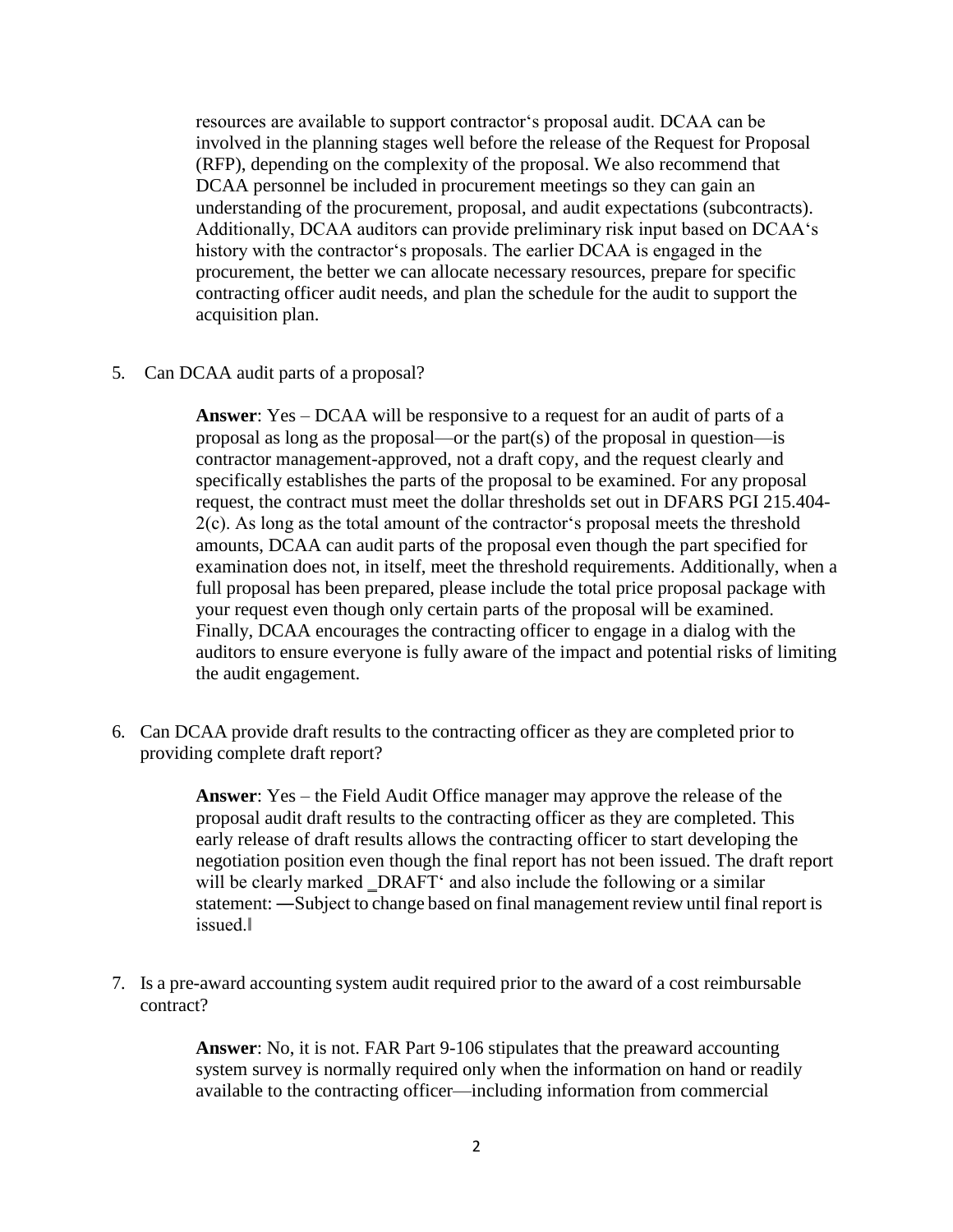resources are available to support contractor's proposal audit. DCAA can be involved in the planning stages well before the release of the Request for Proposal (RFP), depending on the complexity of the proposal. We also recommend that DCAA personnel be included in procurement meetings so they can gain an understanding of the procurement, proposal, and audit expectations (subcontracts). Additionally, DCAA auditors can provide preliminary risk input based on DCAA's history with the contractor's proposals. The earlier DCAA is engaged in the procurement, the better we can allocate necessary resources, prepare for specific contracting officer audit needs, and plan the schedule for the audit to support the acquisition plan.

5. Can DCAA audit parts of a proposal?

   **Answer**: Yes – DCAA will be responsive to a request for an audit of parts of a proposal as long as the proposal—or the part(s) of the proposal in question—is contractor management-approved, not a draft copy, and the request clearly and specifically establishes the parts of the proposal to be examined. For any proposal request, the contract must meet the dollar thresholds set out in DFARS PGI 215.404-2(c). As long as the total amount of the contractor's proposal meets the threshold amounts, DCAA can audit parts of the proposal even though the part specified for examination does not, in itself, meet the threshold requirements. Additionally, when a full proposal has been prepared, please include the total price proposal package with your request even though only certain parts of the proposal will be examined. Finally, DCAA encourages the contracting officer to engage in a dialog with the auditors to ensure everyone is fully aware of the impact and potential risks of limiting the audit engagement.

6. Can DCAA provide draft results to the contracting officer as they are completed prior to providing complete draft report?

   **Answer**: Yes – the Field Audit Office manager may approve the release of the proposal audit draft results to the contracting officer as they are completed. This early release of draft results allows the contracting officer to start developing the negotiation position even though the final report has not been issued. The draft report will be clearly marked ‗DRAFT' and also include the following or a similar statement: ―Subject to change based on final management review until final report is issued.‖

7. Is a pre-award accounting system audit required prior to the award of a cost reimbursable contract?

   **Answer**: No, it is not. FAR Part 9-106 stipulates that the preaward accounting system survey is normally required only when the information on hand or readily available to the contracting officer—including information from commercial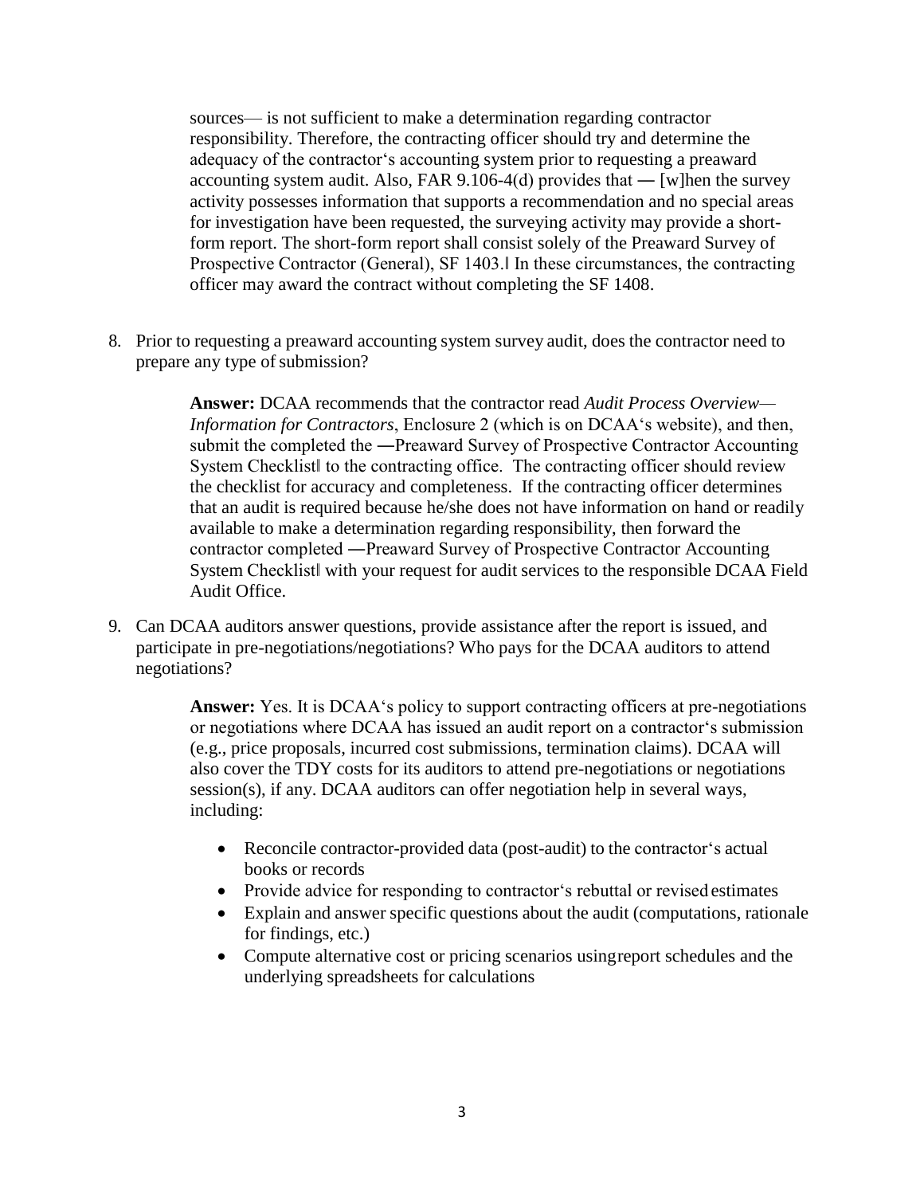sources— is not sufficient to make a determination regarding contractor responsibility. Therefore, the contracting officer should try and determine the adequacy of the contractor's accounting system prior to requesting a preaward accounting system audit. Also, FAR 9.106-4(d) provides that ―[w]hen the survey activity possesses information that supports a recommendation and no special areas for investigation have been requested, the surveying activity may provide a short-form report. The short-form report shall consist solely of the Preaward Survey of Prospective Contractor (General), SF 1403.‖ In these circumstances, the contracting officer may award the contract without completing the SF 1408.

8. Prior to requesting a preaward accounting system survey audit, does the contractor need to prepare any type of submission?

   **Answer:** DCAA recommends that the contractor read *Audit Process Overview—Information for Contractors*, Enclosure 2 (which is on DCAA's website), and then, submit the completed the ―Preaward Survey of Prospective Contractor Accounting System Checklist‖ to the contracting office. The contracting officer should review the checklist for accuracy and completeness. If the contracting officer determines that an audit is required because he/she does not have information on hand or readily available to make a determination regarding responsibility, then forward the contractor completed ―Preaward Survey of Prospective Contractor Accounting System Checklist‖ with your request for audit services to the responsible DCAA Field Audit Office.

9. Can DCAA auditors answer questions, provide assistance after the report is issued, and participate in pre-negotiations/negotiations? Who pays for the DCAA auditors to attend negotiations?

   **Answer:** Yes. It is DCAA's policy to support contracting officers at pre-negotiations or negotiations where DCAA has issued an audit report on a contractor's submission (e.g., price proposals, incurred cost submissions, termination claims). DCAA will also cover the TDY costs for its auditors to attend pre-negotiations or negotiations session(s), if any. DCAA auditors can offer negotiation help in several ways, including:

   - Reconcile contractor-provided data (post-audit) to the contractor's actual books or records
   - Provide advice for responding to contractor's rebuttal or revised estimates
   - Explain and answer specific questions about the audit (computations, rationale for findings, etc.)
   - Compute alternative cost or pricing scenarios using report schedules and the underlying spreadsheets for calculations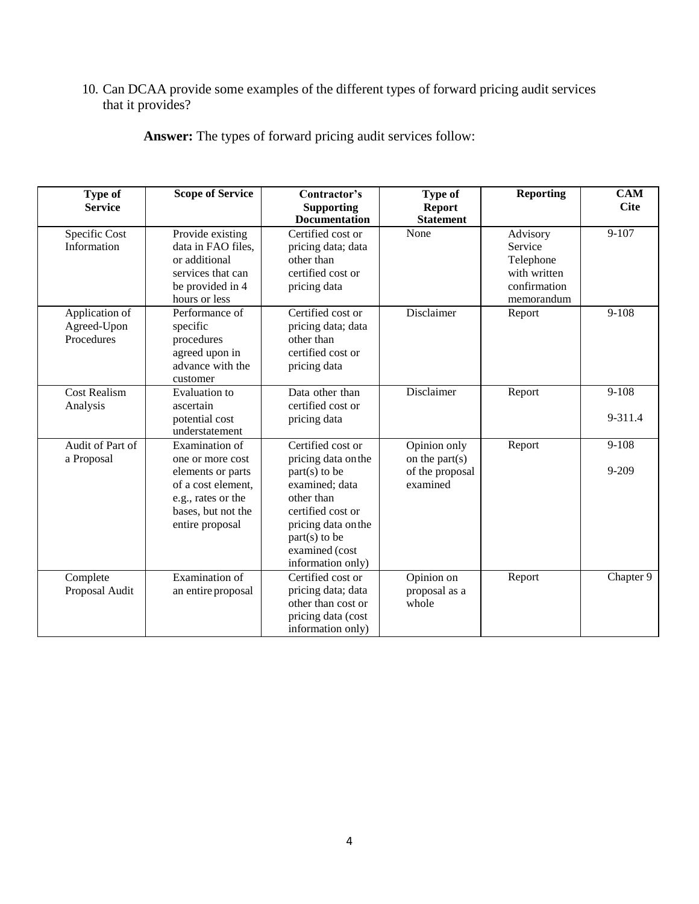10. Can DCAA provide some examples of the different types of forward pricing audit services that it provides?

**Answer:** The types of forward pricing audit services follow:

| Type of Service | Scope of Service | Contractor's Supporting Documentation | Type of Report Statement | Reporting | CAM Cite |
|---|---|---|---|---|---|
| Specific Cost Information | Provide existing data in FAO files, or additional services that can be provided in 4 hours or less | Certified cost or pricing data; data other than certified cost or pricing data | None | Advisory Service Telephone with written confirmation memorandum | 9-107 |
| Application of Agreed-Upon Procedures | Performance of specific procedures agreed upon in advance with the customer | Certified cost or pricing data; data other than certified cost or pricing data | Disclaimer | Report | 9-108 |
| Cost Realism Analysis | Evaluation to ascertain potential cost understatement | Data other than certified cost or pricing data | Disclaimer | Report | 9-108<br>9-311.4 |
| Audit of Part of a Proposal | Examination of one or more cost elements or parts of a cost element, e.g., rates or the bases, but not the entire proposal | Certified cost or pricing data on the part(s) to be examined; data other than certified cost or pricing data on the part(s) to be examined (cost information only) | Opinion only on the part(s) of the proposal examined | Report | 9-108<br>9-209 |
| Complete Proposal Audit | Examination of an entire proposal | Certified cost or pricing data; data other than cost or pricing data (cost information only) | Opinion on proposal as a whole | Report | Chapter 9 |